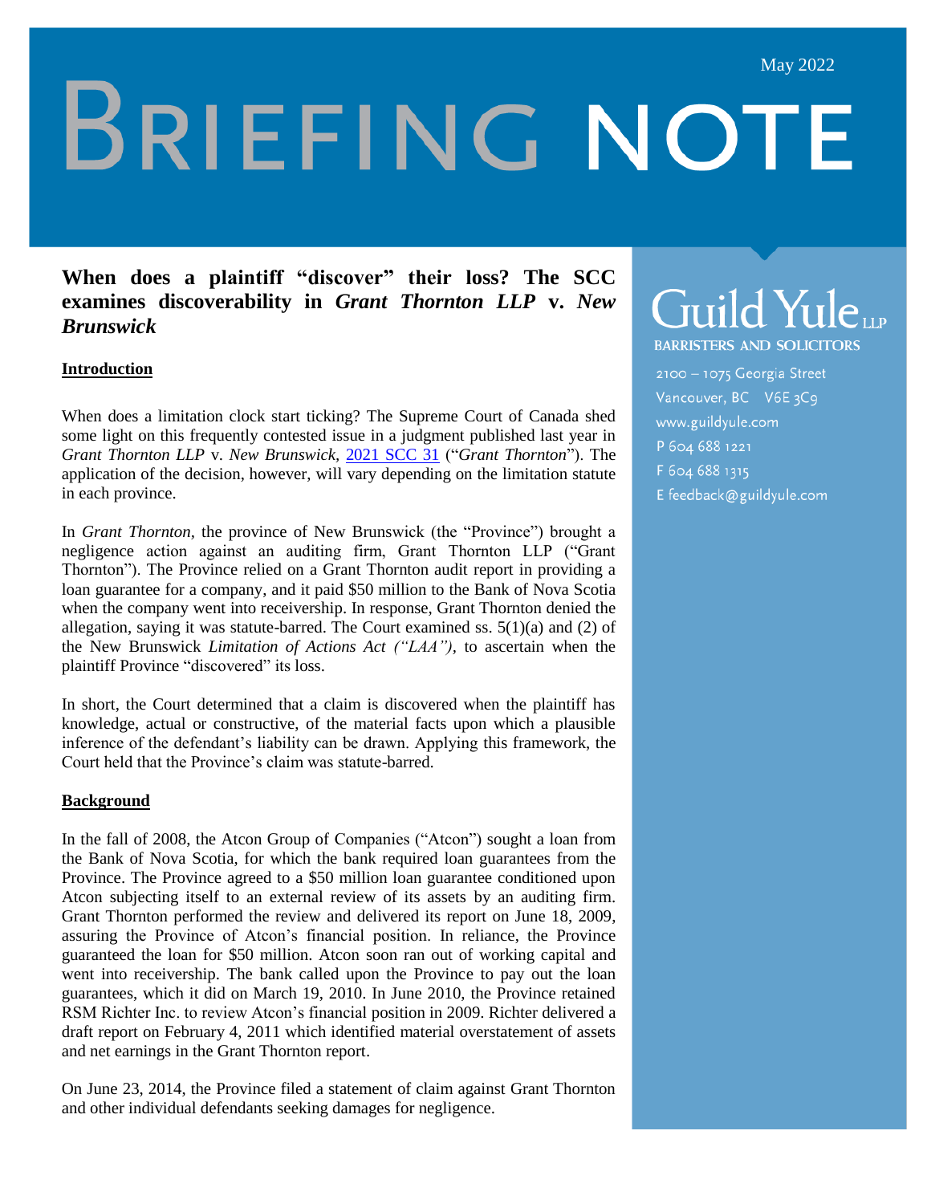May 2022

# BRIEFING NOTE

## When does a plaintiff "discover" their loss? The SCC examines discoverability in *Grant Thornton LLP* v. *New Brunswick*

**Guild Yule LLP**
BARRISTERS AND SOLICITORS

2100 – 1075 Georgia Street
Vancouver, BC V6E 3C9
www.guildyule.com
P 604 688 1221
F 604 688 1315
E feedback@guildyule.com

### Introduction

When does a limitation clock start ticking? The Supreme Court of Canada shed some light on this frequently contested issue in a judgment published last year in *Grant Thornton LLP* v. *New Brunswick*, 2021 SCC 31 ("*Grant Thornton*"). The application of the decision, however, will vary depending on the limitation statute in each province.

In *Grant Thornton*, the province of New Brunswick (the "Province") brought a negligence action against an auditing firm, Grant Thornton LLP ("Grant Thornton"). The Province relied on a Grant Thornton audit report in providing a loan guarantee for a company, and it paid $50 million to the Bank of Nova Scotia when the company went into receivership. In response, Grant Thornton denied the allegation, saying it was statute-barred. The Court examined ss. 5(1)(a) and (2) of the New Brunswick *Limitation of Actions Act ("LAA"),* to ascertain when the plaintiff Province "discovered" its loss.

In short, the Court determined that a claim is discovered when the plaintiff has knowledge, actual or constructive, of the material facts upon which a plausible inference of the defendant's liability can be drawn. Applying this framework, the Court held that the Province's claim was statute-barred.

### Background

In the fall of 2008, the Atcon Group of Companies ("Atcon") sought a loan from the Bank of Nova Scotia, for which the bank required loan guarantees from the Province. The Province agreed to a $50 million loan guarantee conditioned upon Atcon subjecting itself to an external review of its assets by an auditing firm. Grant Thornton performed the review and delivered its report on June 18, 2009, assuring the Province of Atcon's financial position. In reliance, the Province guaranteed the loan for $50 million. Atcon soon ran out of working capital and went into receivership. The bank called upon the Province to pay out the loan guarantees, which it did on March 19, 2010. In June 2010, the Province retained RSM Richter Inc. to review Atcon's financial position in 2009. Richter delivered a draft report on February 4, 2011 which identified material overstatement of assets and net earnings in the Grant Thornton report.

On June 23, 2014, the Province filed a statement of claim against Grant Thornton and other individual defendants seeking damages for negligence.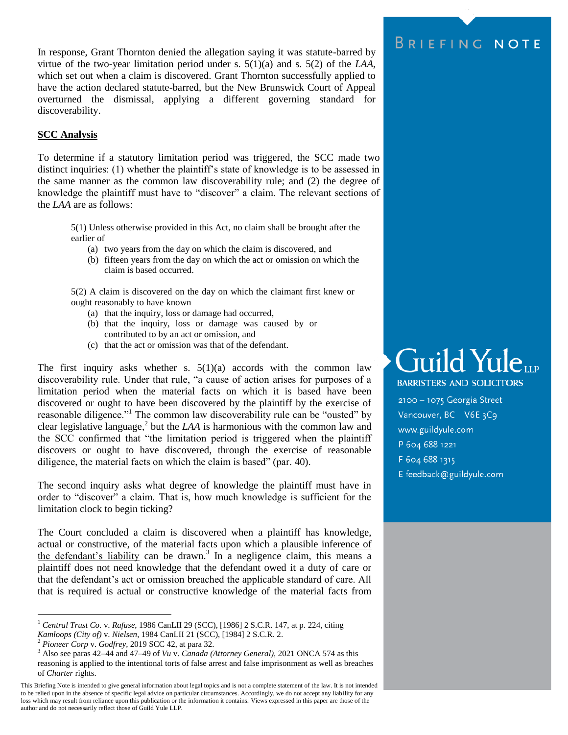In response, Grant Thornton denied the allegation saying it was statute-barred by virtue of the two-year limitation period under s. 5(1)(a) and s. 5(2) of the *LAA*, which set out when a claim is discovered. Grant Thornton successfully applied to have the action declared statute-barred, but the New Brunswick Court of Appeal overturned the dismissal, applying a different governing standard for discoverability.

## SCC Analysis

To determine if a statutory limitation period was triggered, the SCC made two distinct inquiries: (1) whether the plaintiff's state of knowledge is to be assessed in the same manner as the common law discoverability rule; and (2) the degree of knowledge the plaintiff must have to "discover" a claim. The relevant sections of the *LAA* are as follows:

> 5(1) Unless otherwise provided in this Act, no claim shall be brought after the earlier of
>
> (a) two years from the day on which the claim is discovered, and
>
> (b) fifteen years from the day on which the act or omission on which the claim is based occurred.
>
> 5(2) A claim is discovered on the day on which the claimant first knew or ought reasonably to have known
>
> (a) that the inquiry, loss or damage had occurred,
>
> (b) that the inquiry, loss or damage was caused by or contributed to by an act or omission, and
>
> (c) that the act or omission was that of the defendant.

The first inquiry asks whether s. 5(1)(a) accords with the common law discoverability rule. Under that rule, "a cause of action arises for purposes of a limitation period when the material facts on which it is based have been discovered or ought to have been discovered by the plaintiff by the exercise of reasonable diligence."[1] The common law discoverability rule can be "ousted" by clear legislative language,[2] but the *LAA* is harmonious with the common law and the SCC confirmed that "the limitation period is triggered when the plaintiff discovers or ought to have discovered, through the exercise of reasonable diligence, the material facts on which the claim is based" (par. 40).

The second inquiry asks what degree of knowledge the plaintiff must have in order to "discover" a claim. That is, how much knowledge is sufficient for the limitation clock to begin ticking?

The Court concluded a claim is discovered when a plaintiff has knowledge, actual or constructive, of the material facts upon which <u>a plausible inference of the defendant's liability</u> can be drawn.[3] In a negligence claim, this means a plaintiff does not need knowledge that the defendant owed it a duty of care or that the defendant's act or omission breached the applicable standard of care. All that is required is actual or constructive knowledge of the material facts from

---

[1] *Central Trust Co.* v. *Rafuse*, 1986 CanLII 29 (SCC), [1986] 2 S.C.R. 147, at p. 224, citing *Kamloops (City of)* v. *Nielsen*, 1984 CanLII 21 (SCC), [1984] 2 S.C.R. 2.

[2] *Pioneer Corp* v. *Godfrey*, 2019 SCC 42, at para 32.

[3] Also see paras 42–44 and 47–49 of *Vu* v. *Canada (Attorney General)*, 2021 ONCA 574 as this reasoning is applied to the intentional torts of false arrest and false imprisonment as well as breaches of *Charter* rights.

This Briefing Note is intended to give general information about legal topics and is not a complete statement of the law. It is not intended to be relied upon in the absence of specific legal advice on particular circumstances. Accordingly, we do not accept any liability for any loss which may result from reliance upon this publication or the information it contains. Views expressed in this paper are those of the author and do not necessarily reflect those of Guild Yule LLP.

BRIEFING NOTE

Guild Yule LLP
BARRISTERS AND SOLICITORS
2100 – 1075 Georgia Street
Vancouver, BC V6E 3C9
www.guildyule.com
P 604 688 1221
F 604 688 1315
E feedback@guildyule.com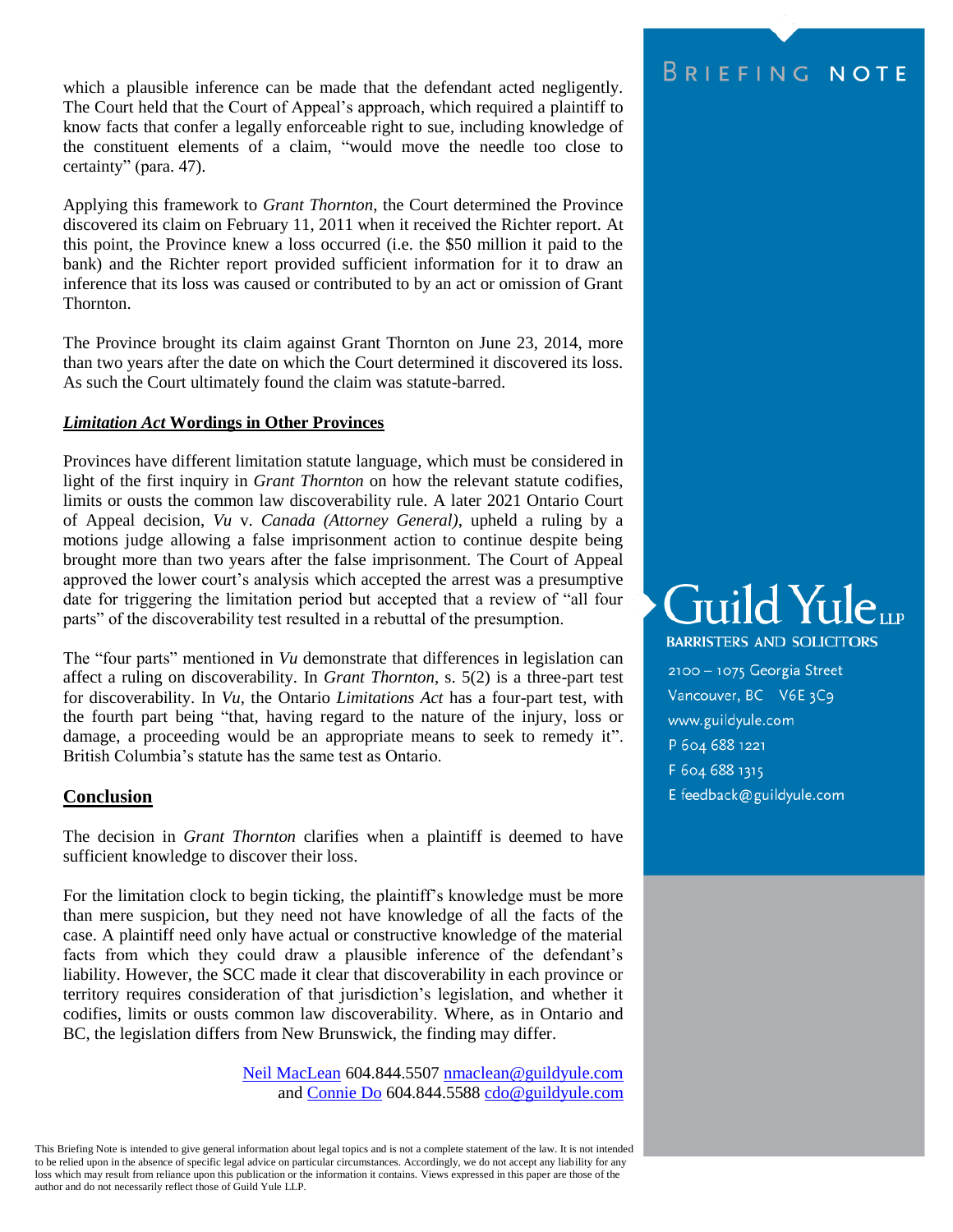which a plausible inference can be made that the defendant acted negligently. The Court held that the Court of Appeal's approach, which required a plaintiff to know facts that confer a legally enforceable right to sue, including knowledge of the constituent elements of a claim, "would move the needle too close to certainty" (para. 47).

Applying this framework to *Grant Thornton*, the Court determined the Province discovered its claim on February 11, 2011 when it received the Richter report. At this point, the Province knew a loss occurred (i.e. the $50 million it paid to the bank) and the Richter report provided sufficient information for it to draw an inference that its loss was caused or contributed to by an act or omission of Grant Thornton.

The Province brought its claim against Grant Thornton on June 23, 2014, more than two years after the date on which the Court determined it discovered its loss. As such the Court ultimately found the claim was statute-barred.

### ***Limitation Act* Wordings in Other Provinces**

Provinces have different limitation statute language, which must be considered in light of the first inquiry in *Grant Thornton* on how the relevant statute codifies, limits or ousts the common law discoverability rule. A later 2021 Ontario Court of Appeal decision, *Vu* v. *Canada (Attorney General)*, upheld a ruling by a motions judge allowing a false imprisonment action to continue despite being brought more than two years after the false imprisonment. The Court of Appeal approved the lower court's analysis which accepted the arrest was a presumptive date for triggering the limitation period but accepted that a review of "all four parts" of the discoverability test resulted in a rebuttal of the presumption.

The "four parts" mentioned in *Vu* demonstrate that differences in legislation can affect a ruling on discoverability. In *Grant Thornton*, s. 5(2) is a three-part test for discoverability. In *Vu*, the Ontario *Limitations Act* has a four-part test, with the fourth part being "that, having regard to the nature of the injury, loss or damage, a proceeding would be an appropriate means to seek to remedy it". British Columbia's statute has the same test as Ontario.

### **Conclusion**

The decision in *Grant Thornton* clarifies when a plaintiff is deemed to have sufficient knowledge to discover their loss.

For the limitation clock to begin ticking, the plaintiff's knowledge must be more than mere suspicion, but they need not have knowledge of all the facts of the case. A plaintiff need only have actual or constructive knowledge of the material facts from which they could draw a plausible inference of the defendant's liability. However, the SCC made it clear that discoverability in each province or territory requires consideration of that jurisdiction's legislation, and whether it codifies, limits or ousts common law discoverability. Where, as in Ontario and BC, the legislation differs from New Brunswick, the finding may differ.

Neil MacLean 604.844.5507 nmaclean@guildyule.com
and Connie Do 604.844.5588 cdo@guildyule.com

This Briefing Note is intended to give general information about legal topics and is not a complete statement of the law. It is not intended to be relied upon in the absence of specific legal advice on particular circumstances. Accordingly, we do not accept any liability for any loss which may result from reliance upon this publication or the information it contains. Views expressed in this paper are those of the author and do not necessarily reflect those of Guild Yule LLP.

BRIEFING NOTE

Guild Yule LLP
BARRISTERS AND SOLICITORS
2100 – 1075 Georgia Street
Vancouver, BC V6E 3C9
www.guildyule.com
P 604 688 1221
F 604 688 1315
E feedback@guildyule.com